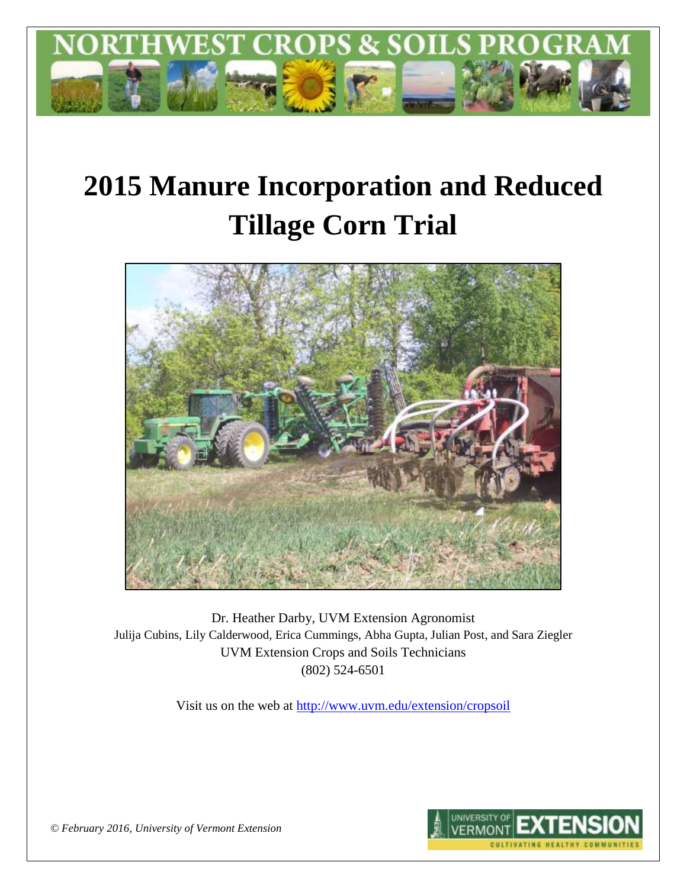NORTHWEST CROPS & SOILS PROGRAM

# 2015 Manure Incorporation and Reduced Tillage Corn Trial

Dr. Heather Darby, UVM Extension Agronomist

Julija Cubins, Lily Calderwood, Erica Cummings, Abha Gupta, Julian Post, and Sara Ziegler

UVM Extension Crops and Soils Technicians

(802) 524-6501

Visit us on the web at http://www.uvm.edu/extension/cropsoil

*© February 2016, University of Vermont Extension*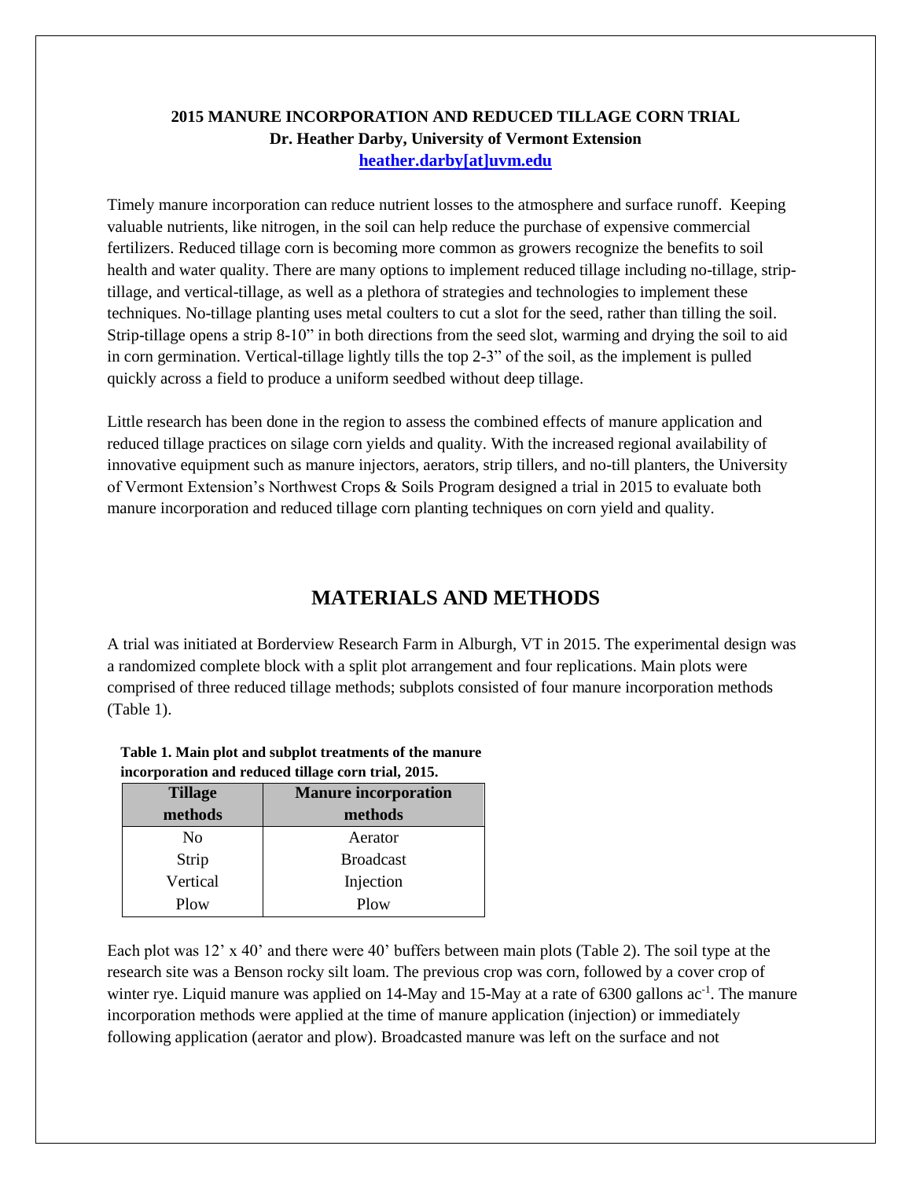**2015 MANURE INCORPORATION AND REDUCED TILLAGE CORN TRIAL**
**Dr. Heather Darby, University of Vermont Extension**
**heather.darby[at]uvm.edu**

Timely manure incorporation can reduce nutrient losses to the atmosphere and surface runoff. Keeping valuable nutrients, like nitrogen, in the soil can help reduce the purchase of expensive commercial fertilizers. Reduced tillage corn is becoming more common as growers recognize the benefits to soil health and water quality. There are many options to implement reduced tillage including no-tillage, strip-tillage, and vertical-tillage, as well as a plethora of strategies and technologies to implement these techniques. No-tillage planting uses metal coulters to cut a slot for the seed, rather than tilling the soil. Strip-tillage opens a strip 8-10" in both directions from the seed slot, warming and drying the soil to aid in corn germination. Vertical-tillage lightly tills the top 2-3" of the soil, as the implement is pulled quickly across a field to produce a uniform seedbed without deep tillage.

Little research has been done in the region to assess the combined effects of manure application and reduced tillage practices on silage corn yields and quality. With the increased regional availability of innovative equipment such as manure injectors, aerators, strip tillers, and no-till planters, the University of Vermont Extension's Northwest Crops & Soils Program designed a trial in 2015 to evaluate both manure incorporation and reduced tillage corn planting techniques on corn yield and quality.

## MATERIALS AND METHODS

A trial was initiated at Borderview Research Farm in Alburgh, VT in 2015. The experimental design was a randomized complete block with a split plot arrangement and four replications. Main plots were comprised of three reduced tillage methods; subplots consisted of four manure incorporation methods (Table 1).

**Table 1. Main plot and subplot treatments of the manure incorporation and reduced tillage corn trial, 2015.**

| Tillage methods | Manure incorporation methods |
|---|---|
| No | Aerator |
| Strip | Broadcast |
| Vertical | Injection |
| Plow | Plow |

Each plot was 12' x 40' and there were 40' buffers between main plots (Table 2). The soil type at the research site was a Benson rocky silt loam. The previous crop was corn, followed by a cover crop of winter rye. Liquid manure was applied on 14-May and 15-May at a rate of 6300 gallons $ac^{-1}$. The manure incorporation methods were applied at the time of manure application (injection) or immediately following application (aerator and plow). Broadcasted manure was left on the surface and not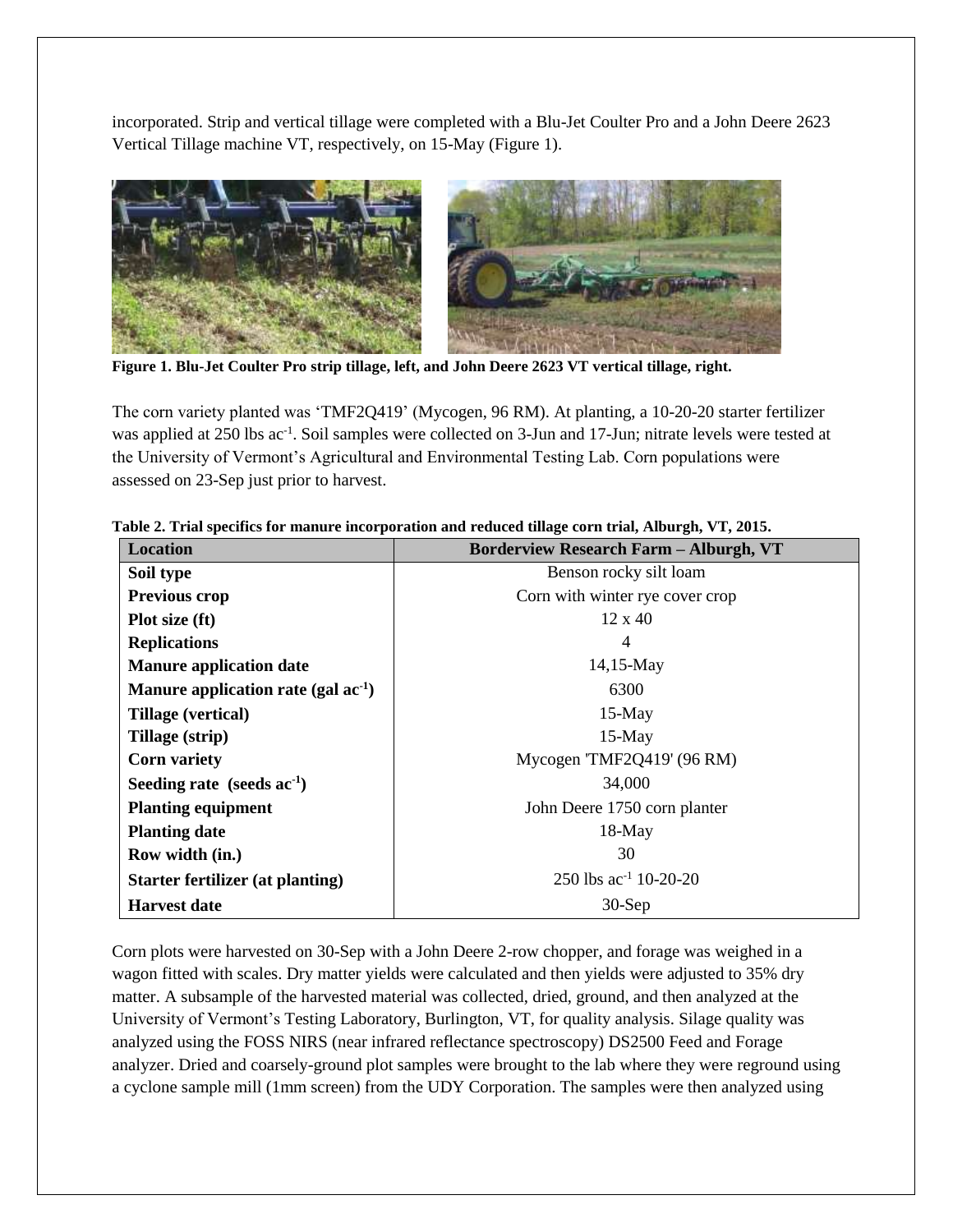incorporated. Strip and vertical tillage were completed with a Blu-Jet Coulter Pro and a John Deere 2623 Vertical Tillage machine VT, respectively, on 15-May (Figure 1).

**Figure 1. Blu-Jet Coulter Pro strip tillage, left, and John Deere 2623 VT vertical tillage, right.**

The corn variety planted was 'TMF2Q419' (Mycogen, 96 RM). At planting, a 10-20-20 starter fertilizer was applied at 250 lbs ac$^{-1}$. Soil samples were collected on 3-Jun and 17-Jun; nitrate levels were tested at the University of Vermont's Agricultural and Environmental Testing Lab. Corn populations were assessed on 23-Sep just prior to harvest.

**Table 2. Trial specifics for manure incorporation and reduced tillage corn trial, Alburgh, VT, 2015.**

| Location | Borderview Research Farm – Alburgh, VT |
|---|---|
| **Soil type** | Benson rocky silt loam |
| **Previous crop** | Corn with winter rye cover crop |
| **Plot size (ft)** | 12 x 40 |
| **Replications** | 4 |
| **Manure application date** | 14,15-May |
| **Manure application rate (gal ac$^{-1}$)** | 6300 |
| **Tillage (vertical)** | 15-May |
| **Tillage (strip)** | 15-May |
| **Corn variety** | Mycogen 'TMF2Q419' (96 RM) |
| **Seeding rate (seeds ac$^{-1}$)** | 34,000 |
| **Planting equipment** | John Deere 1750 corn planter |
| **Planting date** | 18-May |
| **Row width (in.)** | 30 |
| **Starter fertilizer (at planting)** | 250 lbs ac$^{-1}$ 10-20-20 |
| **Harvest date** | 30-Sep |

Corn plots were harvested on 30-Sep with a John Deere 2-row chopper, and forage was weighed in a wagon fitted with scales. Dry matter yields were calculated and then yields were adjusted to 35% dry matter. A subsample of the harvested material was collected, dried, ground, and then analyzed at the University of Vermont's Testing Laboratory, Burlington, VT, for quality analysis. Silage quality was analyzed using the FOSS NIRS (near infrared reflectance spectroscopy) DS2500 Feed and Forage analyzer. Dried and coarsely-ground plot samples were brought to the lab where they were reground using a cyclone sample mill (1mm screen) from the UDY Corporation. The samples were then analyzed using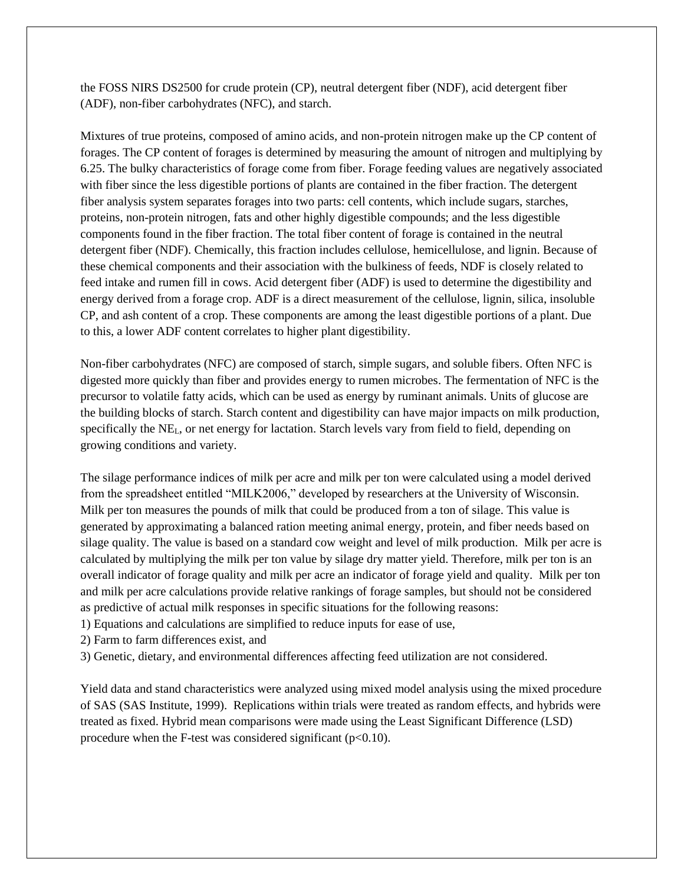the FOSS NIRS DS2500 for crude protein (CP), neutral detergent fiber (NDF), acid detergent fiber (ADF), non-fiber carbohydrates (NFC), and starch.

Mixtures of true proteins, composed of amino acids, and non-protein nitrogen make up the CP content of forages. The CP content of forages is determined by measuring the amount of nitrogen and multiplying by 6.25. The bulky characteristics of forage come from fiber. Forage feeding values are negatively associated with fiber since the less digestible portions of plants are contained in the fiber fraction. The detergent fiber analysis system separates forages into two parts: cell contents, which include sugars, starches, proteins, non-protein nitrogen, fats and other highly digestible compounds; and the less digestible components found in the fiber fraction. The total fiber content of forage is contained in the neutral detergent fiber (NDF). Chemically, this fraction includes cellulose, hemicellulose, and lignin. Because of these chemical components and their association with the bulkiness of feeds, NDF is closely related to feed intake and rumen fill in cows. Acid detergent fiber (ADF) is used to determine the digestibility and energy derived from a forage crop. ADF is a direct measurement of the cellulose, lignin, silica, insoluble CP, and ash content of a crop. These components are among the least digestible portions of a plant. Due to this, a lower ADF content correlates to higher plant digestibility.

Non-fiber carbohydrates (NFC) are composed of starch, simple sugars, and soluble fibers. Often NFC is digested more quickly than fiber and provides energy to rumen microbes. The fermentation of NFC is the precursor to volatile fatty acids, which can be used as energy by ruminant animals. Units of glucose are the building blocks of starch. Starch content and digestibility can have major impacts on milk production, specifically the $NE_L$, or net energy for lactation. Starch levels vary from field to field, depending on growing conditions and variety.

The silage performance indices of milk per acre and milk per ton were calculated using a model derived from the spreadsheet entitled "MILK2006," developed by researchers at the University of Wisconsin. Milk per ton measures the pounds of milk that could be produced from a ton of silage. This value is generated by approximating a balanced ration meeting animal energy, protein, and fiber needs based on silage quality. The value is based on a standard cow weight and level of milk production. Milk per acre is calculated by multiplying the milk per ton value by silage dry matter yield. Therefore, milk per ton is an overall indicator of forage quality and milk per acre an indicator of forage yield and quality. Milk per ton and milk per acre calculations provide relative rankings of forage samples, but should not be considered as predictive of actual milk responses in specific situations for the following reasons:

1) Equations and calculations are simplified to reduce inputs for ease of use,
2) Farm to farm differences exist, and
3) Genetic, dietary, and environmental differences affecting feed utilization are not considered.

Yield data and stand characteristics were analyzed using mixed model analysis using the mixed procedure of SAS (SAS Institute, 1999). Replications within trials were treated as random effects, and hybrids were treated as fixed. Hybrid mean comparisons were made using the Least Significant Difference (LSD) procedure when the F-test was considered significant ($p<0.10$).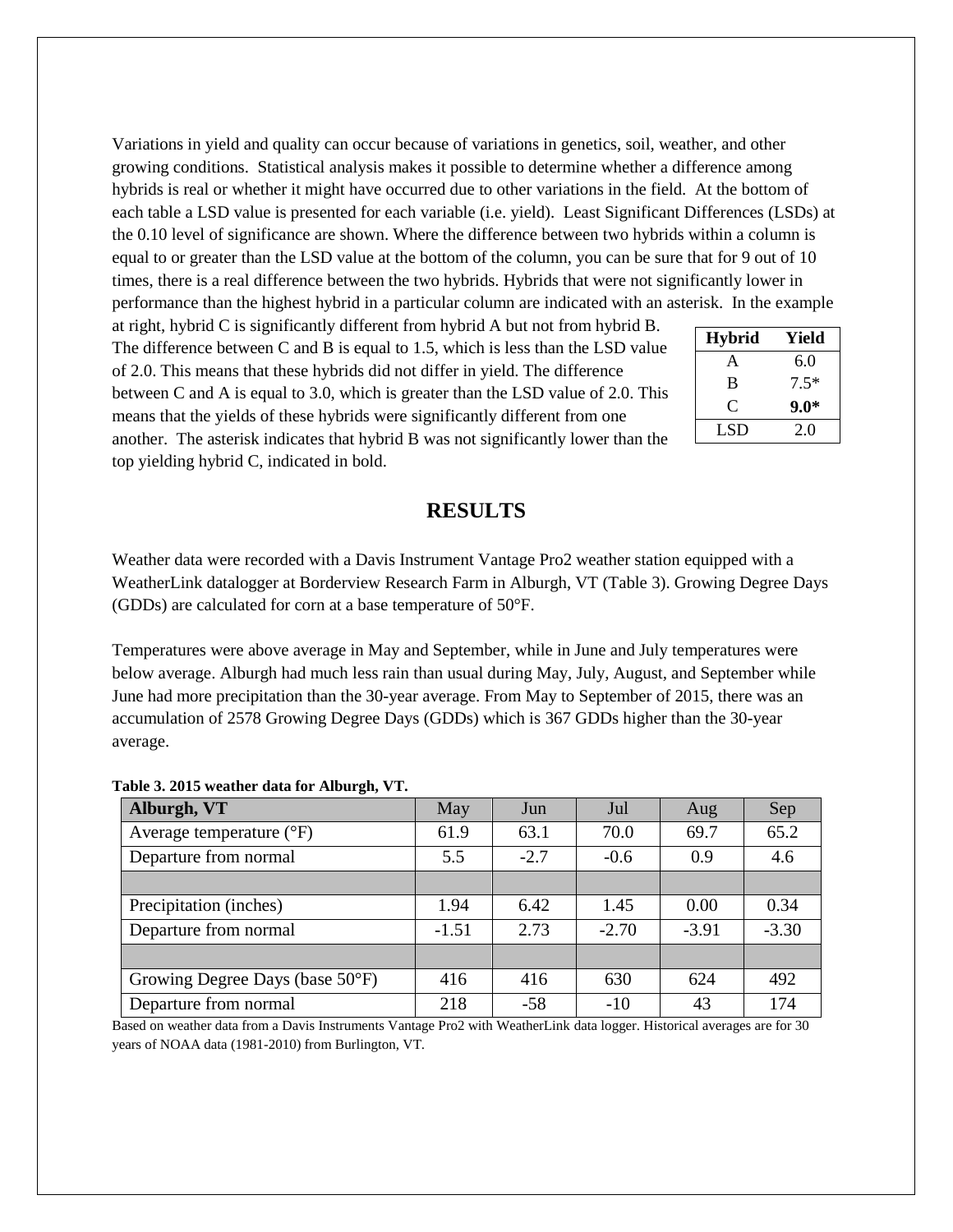Variations in yield and quality can occur because of variations in genetics, soil, weather, and other growing conditions. Statistical analysis makes it possible to determine whether a difference among hybrids is real or whether it might have occurred due to other variations in the field. At the bottom of each table a LSD value is presented for each variable (i.e. yield). Least Significant Differences (LSDs) at the 0.10 level of significance are shown. Where the difference between two hybrids within a column is equal to or greater than the LSD value at the bottom of the column, you can be sure that for 9 out of 10 times, there is a real difference between the two hybrids. Hybrids that were not significantly lower in performance than the highest hybrid in a particular column are indicated with an asterisk. In the example at right, hybrid C is significantly different from hybrid A but not from hybrid B. The difference between C and B is equal to 1.5, which is less than the LSD value of 2.0. This means that these hybrids did not differ in yield. The difference between C and A is equal to 3.0, which is greater than the LSD value of 2.0. This means that the yields of these hybrids were significantly different from one another. The asterisk indicates that hybrid B was not significantly lower than the top yielding hybrid C, indicated in bold.

| Hybrid | Yield |
|---|---|
| A | 6.0 |
| B | 7.5* |
| C | **9.0*** |
| LSD | 2.0 |

# RESULTS

Weather data were recorded with a Davis Instrument Vantage Pro2 weather station equipped with a WeatherLink datalogger at Borderview Research Farm in Alburgh, VT (Table 3). Growing Degree Days (GDDs) are calculated for corn at a base temperature of 50°F.

Temperatures were above average in May and September, while in June and July temperatures were below average. Alburgh had much less rain than usual during May, July, August, and September while June had more precipitation than the 30-year average. From May to September of 2015, there was an accumulation of 2578 Growing Degree Days (GDDs) which is 367 GDDs higher than the 30-year average.

**Table 3. 2015 weather data for Alburgh, VT.**

| Alburgh, VT | May | Jun | Jul | Aug | Sep |
|---|---|---|---|---|---|
| Average temperature (°F) | 61.9 | 63.1 | 70.0 | 69.7 | 65.2 |
| Departure from normal | 5.5 | -2.7 | -0.6 | 0.9 | 4.6 |
| | | | | | |
| Precipitation (inches) | 1.94 | 6.42 | 1.45 | 0.00 | 0.34 |
| Departure from normal | -1.51 | 2.73 | -2.70 | -3.91 | -3.30 |
| | | | | | |
| Growing Degree Days (base 50°F) | 416 | 416 | 630 | 624 | 492 |
| Departure from normal | 218 | -58 | -10 | 43 | 174 |

Based on weather data from a Davis Instruments Vantage Pro2 with WeatherLink data logger. Historical averages are for 30 years of NOAA data (1981-2010) from Burlington, VT.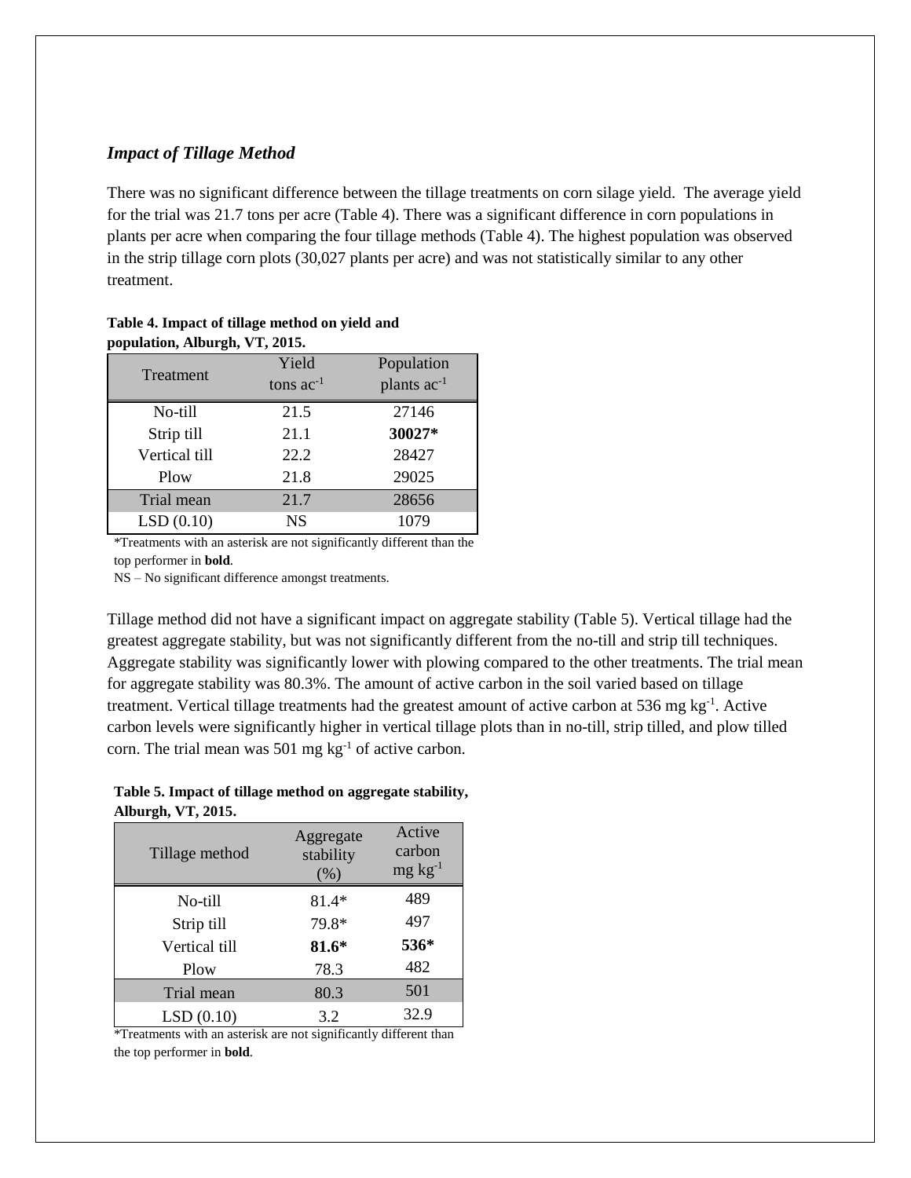### *Impact of Tillage Method*

There was no significant difference between the tillage treatments on corn silage yield. The average yield for the trial was 21.7 tons per acre (Table 4). There was a significant difference in corn populations in plants per acre when comparing the four tillage methods (Table 4). The highest population was observed in the strip tillage corn plots (30,027 plants per acre) and was not statistically similar to any other treatment.

**Table 4. Impact of tillage method on yield and population, Alburgh, VT, 2015.**

| Treatment | Yield tons $ac^{-1}$ | Population plants $ac^{-1}$ |
|---|---|---|
| No-till | 21.5 | 27146 |
| Strip till | 21.1 | **30027*** |
| Vertical till | 22.2 | 28427 |
| Plow | 21.8 | 29025 |
| Trial mean | 21.7 | 28656 |
| LSD (0.10) | NS | 1079 |

*Treatments with an asterisk are not significantly different than the top performer in **bold**.

NS – No significant difference amongst treatments.

Tillage method did not have a significant impact on aggregate stability (Table 5). Vertical tillage had the greatest aggregate stability, but was not significantly different from the no-till and strip till techniques. Aggregate stability was significantly lower with plowing compared to the other treatments. The trial mean for aggregate stability was 80.3%. The amount of active carbon in the soil varied based on tillage treatment. Vertical tillage treatments had the greatest amount of active carbon at 536 mg $kg^{-1}$. Active carbon levels were significantly higher in vertical tillage plots than in no-till, strip tilled, and plow tilled corn. The trial mean was 501 mg $kg^{-1}$ of active carbon.

**Table 5. Impact of tillage method on aggregate stability, Alburgh, VT, 2015.**

| Tillage method | Aggregate stability (%) | Active carbon mg $kg^{-1}$ |
|---|---|---|
| No-till | 81.4* | 489 |
| Strip till | 79.8* | 497 |
| Vertical till | **81.6*** | **536*** |
| Plow | 78.3 | 482 |
| Trial mean | 80.3 | 501 |
| LSD (0.10) | 3.2 | 32.9 |

*Treatments with an asterisk are not significantly different than the top performer in **bold**.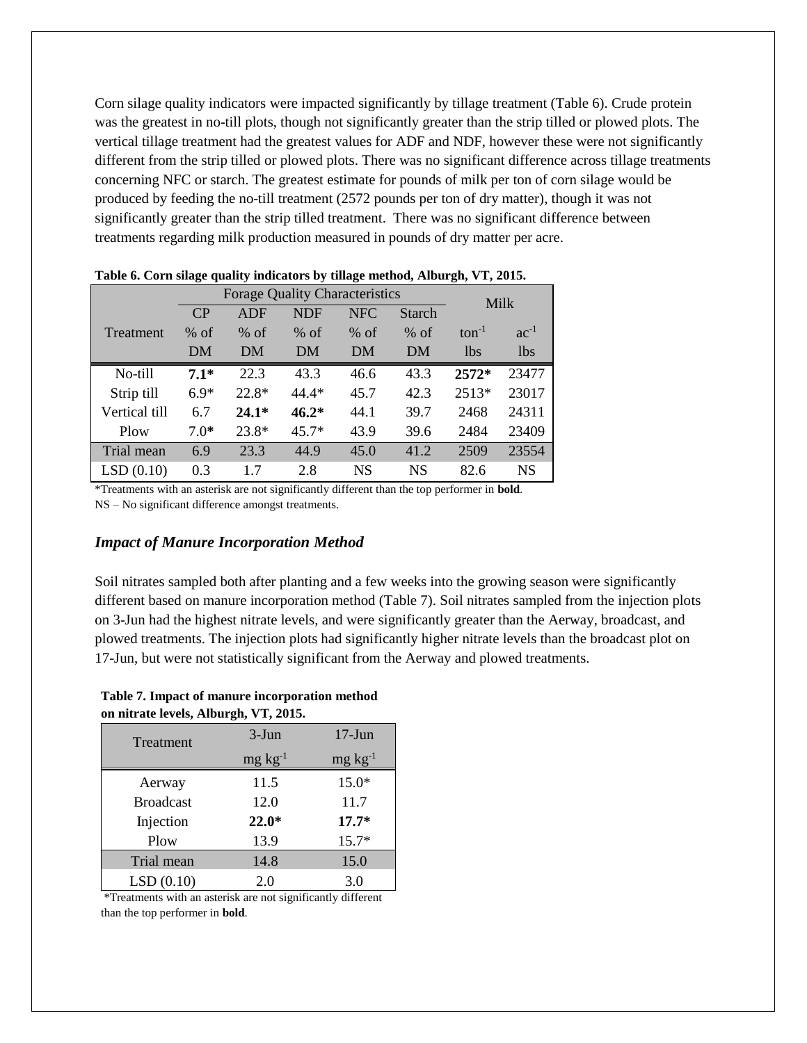Corn silage quality indicators were impacted significantly by tillage treatment (Table 6). Crude protein was the greatest in no-till plots, though not significantly greater than the strip tilled or plowed plots. The vertical tillage treatment had the greatest values for ADF and NDF, however these were not significantly different from the strip tilled or plowed plots. There was no significant difference across tillage treatments concerning NFC or starch. The greatest estimate for pounds of milk per ton of corn silage would be produced by feeding the no-till treatment (2572 pounds per ton of dry matter), though it was not significantly greater than the strip tilled treatment. There was no significant difference between treatments regarding milk production measured in pounds of dry matter per acre.

**Table 6. Corn silage quality indicators by tillage method, Alburgh, VT, 2015.**

| | Forage Quality Characteristics | | | | | Milk | |
|---|---|---|---|---|---|---|---|
| | CP | ADF | NDF | NFC | Starch | | |
| Treatment | % of DM | % of DM | % of DM | % of DM | % of DM | $ton^{-1}$ lbs | $ac^{-1}$ lbs |
| No-till | **7.1*** | 22.3 | 43.3 | 46.6 | 43.3 | **2572*** | 23477 |
| Strip till | 6.9* | 22.8* | 44.4* | 45.7 | 42.3 | 2513* | 23017 |
| Vertical till | 6.7 | **24.1*** | **46.2*** | 44.1 | 39.7 | 2468 | 24311 |
| Plow | 7.0* | 23.8* | 45.7* | 43.9 | 39.6 | 2484 | 23409 |
| Trial mean | 6.9 | 23.3 | 44.9 | 45.0 | 41.2 | 2509 | 23554 |
| LSD (0.10) | 0.3 | 1.7 | 2.8 | NS | NS | 82.6 | NS |

*Treatments with an asterisk are not significantly different than the top performer in **bold**.
NS – No significant difference amongst treatments.

### *Impact of Manure Incorporation Method*

Soil nitrates sampled both after planting and a few weeks into the growing season were significantly different based on manure incorporation method (Table 7). Soil nitrates sampled from the injection plots on 3-Jun had the highest nitrate levels, and were significantly greater than the Aerway, broadcast, and plowed treatments. The injection plots had significantly higher nitrate levels than the broadcast plot on 17-Jun, but were not statistically significant from the Aerway and plowed treatments.

**Table 7. Impact of manure incorporation method on nitrate levels, Alburgh, VT, 2015.**

| Treatment | 3-Jun | 17-Jun |
|---|---|---|
| | mg $kg^{-1}$ | mg $kg^{-1}$ |
| Aerway | 11.5 | 15.0* |
| Broadcast | 12.0 | 11.7 |
| Injection | **22.0*** | **17.7*** |
| Plow | 13.9 | 15.7* |
| Trial mean | 14.8 | 15.0 |
| LSD (0.10) | 2.0 | 3.0 |

*Treatments with an asterisk are not significantly different than the top performer in **bold**.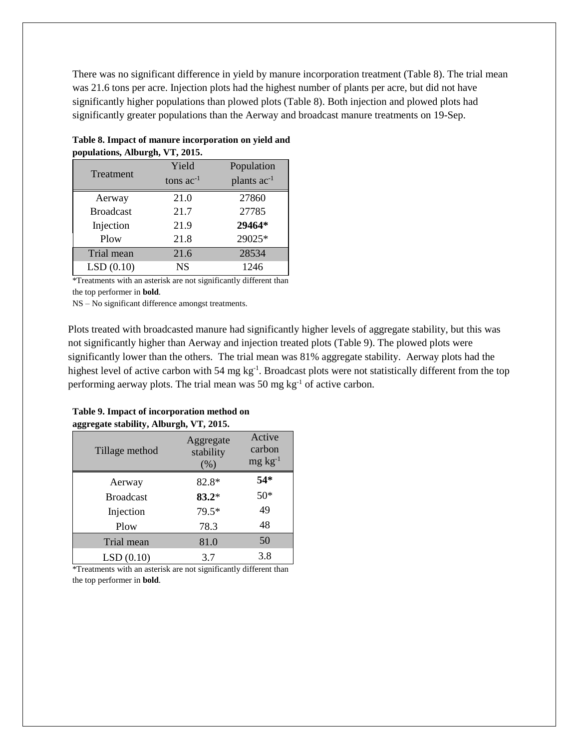There was no significant difference in yield by manure incorporation treatment (Table 8). The trial mean was 21.6 tons per acre. Injection plots had the highest number of plants per acre, but did not have significantly higher populations than plowed plots (Table 8). Both injection and plowed plots had significantly greater populations than the Aerway and broadcast manure treatments on 19-Sep.

**Table 8. Impact of manure incorporation on yield and populations, Alburgh, VT, 2015.**

| Treatment | Yield tons $ac^{-1}$ | Population plants $ac^{-1}$ |
|---|---|---|
| Aerway | 21.0 | 27860 |
| Broadcast | 21.7 | 27785 |
| Injection | 21.9 | **29464*** |
| Plow | 21.8 | 29025* |
| Trial mean | 21.6 | 28534 |
| LSD (0.10) | NS | 1246 |

*Treatments with an asterisk are not significantly different than the top performer in **bold**.

NS – No significant difference amongst treatments.

Plots treated with broadcasted manure had significantly higher levels of aggregate stability, but this was not significantly higher than Aerway and injection treated plots (Table 9). The plowed plots were significantly lower than the others. The trial mean was 81% aggregate stability. Aerway plots had the highest level of active carbon with 54 mg $kg^{-1}$. Broadcast plots were not statistically different from the top performing aerway plots. The trial mean was 50 mg $kg^{-1}$ of active carbon.

**Table 9. Impact of incorporation method on aggregate stability, Alburgh, VT, 2015.**

| Tillage method | Aggregate stability (%) | Active carbon mg $kg^{-1}$ |
|---|---|---|
| Aerway | 82.8* | **54*** |
| Broadcast | **83.2*** | 50* |
| Injection | 79.5* | 49 |
| Plow | 78.3 | 48 |
| Trial mean | 81.0 | 50 |
| LSD (0.10) | 3.7 | 3.8 |

*Treatments with an asterisk are not significantly different than the top performer in **bold**.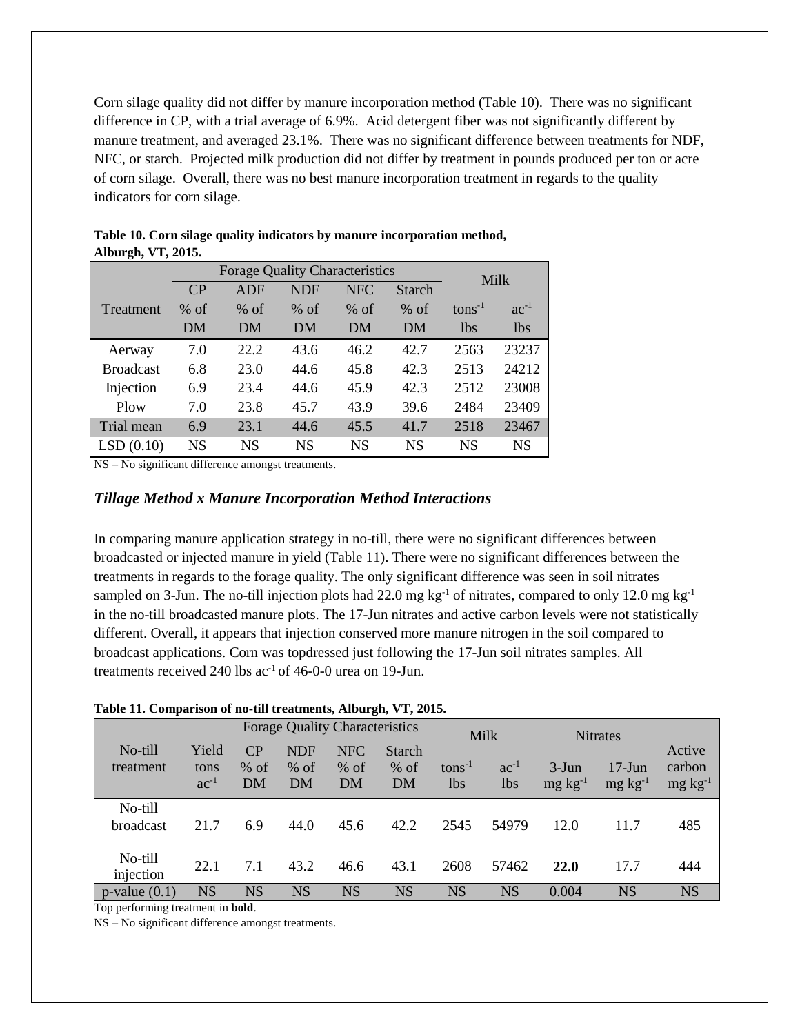Corn silage quality did not differ by manure incorporation method (Table 10). There was no significant difference in CP, with a trial average of 6.9%. Acid detergent fiber was not significantly different by manure treatment, and averaged 23.1%. There was no significant difference between treatments for NDF, NFC, or starch. Projected milk production did not differ by treatment in pounds produced per ton or acre of corn silage. Overall, there was no best manure incorporation treatment in regards to the quality indicators for corn silage.

**Table 10. Corn silage quality indicators by manure incorporation method, Alburgh, VT, 2015.**

| Treatment | Forage Quality Characteristics | | | | | Milk | |
|---|---|---|---|---|---|---|---|
| | CP | ADF | NDF | NFC | Starch | | |
| | % of DM | % of DM | % of DM | % of DM | % of DM | $tons^{-1}$ lbs | $ac^{-1}$ lbs |
| Aerway | 7.0 | 22.2 | 43.6 | 46.2 | 42.7 | 2563 | 23237 |
| Broadcast | 6.8 | 23.0 | 44.6 | 45.8 | 42.3 | 2513 | 24212 |
| Injection | 6.9 | 23.4 | 44.6 | 45.9 | 42.3 | 2512 | 23008 |
| Plow | 7.0 | 23.8 | 45.7 | 43.9 | 39.6 | 2484 | 23409 |
| Trial mean | 6.9 | 23.1 | 44.6 | 45.5 | 41.7 | 2518 | 23467 |
| LSD (0.10) | NS | NS | NS | NS | NS | NS | NS |

NS – No significant difference amongst treatments.

### *Tillage Method x Manure Incorporation Method Interactions*

In comparing manure application strategy in no-till, there were no significant differences between broadcasted or injected manure in yield (Table 11). There were no significant differences between the treatments in regards to the forage quality. The only significant difference was seen in soil nitrates sampled on 3-Jun. The no-till injection plots had 22.0 mg $kg^{-1}$ of nitrates, compared to only 12.0 mg $kg^{-1}$ in the no-till broadcasted manure plots. The 17-Jun nitrates and active carbon levels were not statistically different. Overall, it appears that injection conserved more manure nitrogen in the soil compared to broadcast applications. Corn was topdressed just following the 17-Jun soil nitrates samples. All treatments received 240 lbs $ac^{-1}$ of 46-0-0 urea on 19-Jun.

**Table 11. Comparison of no-till treatments, Alburgh, VT, 2015.**

| No-till treatment | Yield | Forage Quality Characteristics | | | | Milk | | Nitrates | | Active carbon |
|---|---|---|---|---|---|---|---|---|---|---|
| | tons $ac^{-1}$ | CP % of DM | NDF % of DM | NFC % of DM | Starch % of DM | $tons^{-1}$ lbs | $ac^{-1}$ lbs | 3-Jun mg $kg^{-1}$ | 17-Jun mg $kg^{-1}$ | mg $kg^{-1}$ |
| No-till broadcast | 21.7 | 6.9 | 44.0 | 45.6 | 42.2 | 2545 | 54979 | 12.0 | 11.7 | 485 |
| No-till injection | 22.1 | 7.1 | 43.2 | 46.6 | 43.1 | 2608 | 57462 | **22.0** | 17.7 | 444 |
| p-value (0.1) | NS | NS | NS | NS | NS | NS | NS | 0.004 | NS | NS |

Top performing treatment in **bold**.

NS – No significant difference amongst treatments.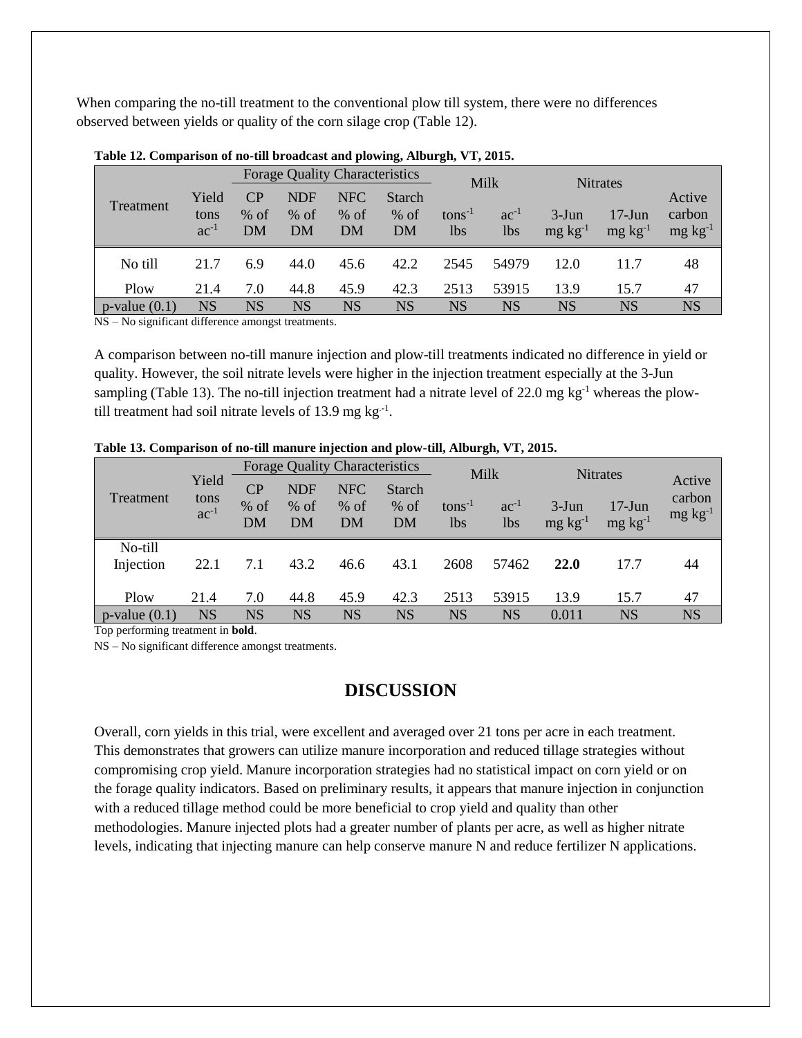When comparing the no-till treatment to the conventional plow till system, there were no differences observed between yields or quality of the corn silage crop (Table 12).

**Table 12. Comparison of no-till broadcast and plowing, Alburgh, VT, 2015.**

| Treatment | Yield | Forage Quality Characteristics | | | | Milk | | Nitrates | | Active carbon |
|---|---|---|---|---|---|---|---|---|---|---|
| | tons $ac^{-1}$ | CP % of DM | NDF % of DM | NFC % of DM | Starch % of DM | $tons^{-1}$ lbs | $ac^{-1}$ lbs | 3-Jun mg $kg^{-1}$ | 17-Jun mg $kg^{-1}$ | mg $kg^{-1}$ |
| No till | 21.7 | 6.9 | 44.0 | 45.6 | 42.2 | 2545 | 54979 | 12.0 | 11.7 | 48 |
| Plow | 21.4 | 7.0 | 44.8 | 45.9 | 42.3 | 2513 | 53915 | 13.9 | 15.7 | 47 |
| p-value (0.1) | NS | NS | NS | NS | NS | NS | NS | NS | NS | NS |

NS – No significant difference amongst treatments.

A comparison between no-till manure injection and plow-till treatments indicated no difference in yield or quality. However, the soil nitrate levels were higher in the injection treatment especially at the 3-Jun sampling (Table 13). The no-till injection treatment had a nitrate level of 22.0 mg $kg^{-1}$ whereas the plow-till treatment had soil nitrate levels of 13.9 mg $kg^{-1}$.

**Table 13. Comparison of no-till manure injection and plow-till, Alburgh, VT, 2015.**

| Treatment | Yield | Forage Quality Characteristics | | | | Milk | | Nitrates | | Active carbon |
|---|---|---|---|---|---|---|---|---|---|---|
| | tons $ac^{-1}$ | CP % of DM | NDF % of DM | NFC % of DM | Starch % of DM | $tons^{-1}$ lbs | $ac^{-1}$ lbs | 3-Jun mg $kg^{-1}$ | 17-Jun mg $kg^{-1}$ | mg $kg^{-1}$ |
| No-till Injection | 22.1 | 7.1 | 43.2 | 46.6 | 43.1 | 2608 | 57462 | **22.0** | 17.7 | 44 |
| Plow | 21.4 | 7.0 | 44.8 | 45.9 | 42.3 | 2513 | 53915 | 13.9 | 15.7 | 47 |
| p-value (0.1) | NS | NS | NS | NS | NS | NS | NS | 0.011 | NS | NS |

Top performing treatment in **bold**.

NS – No significant difference amongst treatments.

## DISCUSSION

Overall, corn yields in this trial, were excellent and averaged over 21 tons per acre in each treatment. This demonstrates that growers can utilize manure incorporation and reduced tillage strategies without compromising crop yield. Manure incorporation strategies had no statistical impact on corn yield or on the forage quality indicators. Based on preliminary results, it appears that manure injection in conjunction with a reduced tillage method could be more beneficial to crop yield and quality than other methodologies. Manure injected plots had a greater number of plants per acre, as well as higher nitrate levels, indicating that injecting manure can help conserve manure N and reduce fertilizer N applications.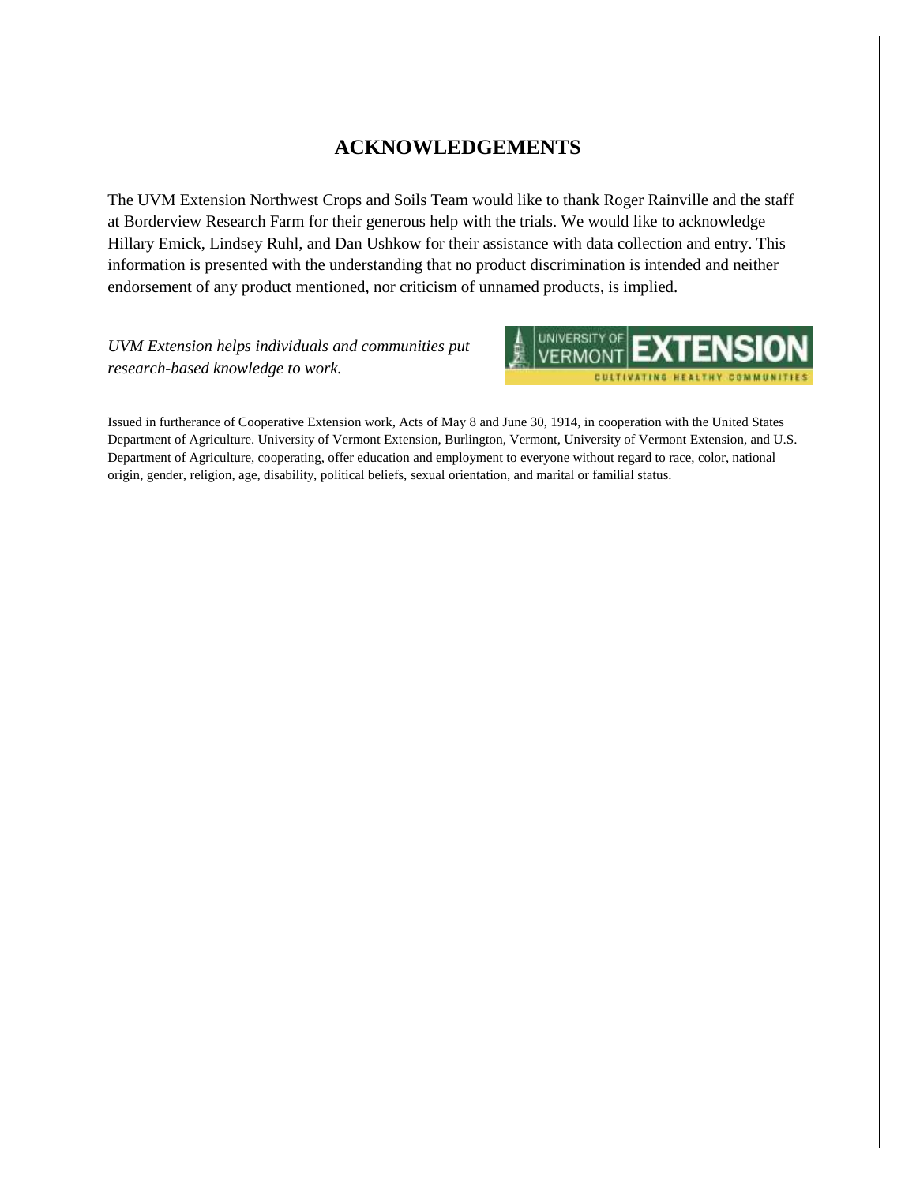# ACKNOWLEDGEMENTS

The UVM Extension Northwest Crops and Soils Team would like to thank Roger Rainville and the staff at Borderview Research Farm for their generous help with the trials. We would like to acknowledge Hillary Emick, Lindsey Ruhl, and Dan Ushkow for their assistance with data collection and entry. This information is presented with the understanding that no product discrimination is intended and neither endorsement of any product mentioned, nor criticism of unnamed products, is implied.

*UVM Extension helps individuals and communities put research-based knowledge to work.*

UNIVERSITY OF VERMONT EXTENSION
CULTIVATING HEALTHY COMMUNITIES

Issued in furtherance of Cooperative Extension work, Acts of May 8 and June 30, 1914, in cooperation with the United States Department of Agriculture. University of Vermont Extension, Burlington, Vermont, University of Vermont Extension, and U.S. Department of Agriculture, cooperating, offer education and employment to everyone without regard to race, color, national origin, gender, religion, age, disability, political beliefs, sexual orientation, and marital or familial status.